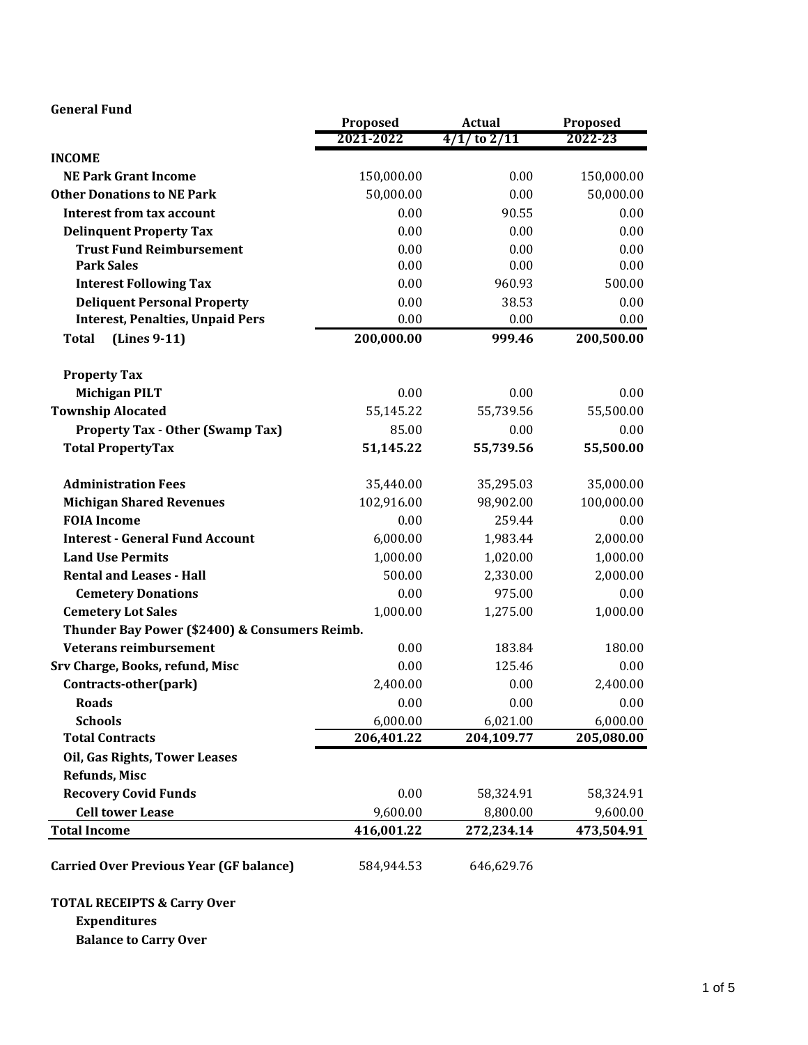**General Fund**

| | Proposed 2021-2022 | Actual 4/1/ to 2/11 | Proposed 2022-23 |
|---|---|---|---|
| **INCOME** | | | |
| **NE Park Grant Income** | 150,000.00 | 0.00 | 150,000.00 |
| **Other Donations to NE Park** | 50,000.00 | 0.00 | 50,000.00 |
| **Interest from tax account** | 0.00 | 90.55 | 0.00 |
| **Delinquent Property Tax** | 0.00 | 0.00 | 0.00 |
| **Trust Fund Reimbursement** | 0.00 | 0.00 | 0.00 |
| **Park Sales** | 0.00 | 0.00 | 0.00 |
| **Interest Following Tax** | 0.00 | 960.93 | 500.00 |
| **Deliquent Personal Property** | 0.00 | 38.53 | 0.00 |
| **Interest, Penalties, Unpaid Pers** | 0.00 | 0.00 | 0.00 |
| **Total (Lines 9-11)** | **200,000.00** | **999.46** | **200,500.00** |
| | | | |
| **Property Tax** | | | |
| **Michigan PILT** | 0.00 | 0.00 | 0.00 |
| **Township Alocated** | 55,145.22 | 55,739.56 | 55,500.00 |
| **Property Tax - Other (Swamp Tax)** | 85.00 | 0.00 | 0.00 |
| **Total PropertyTax** | **51,145.22** | **55,739.56** | **55,500.00** |
| | | | |
| **Administration Fees** | 35,440.00 | 35,295.03 | 35,000.00 |
| **Michigan Shared Revenues** | 102,916.00 | 98,902.00 | 100,000.00 |
| **FOIA Income** | 0.00 | 259.44 | 0.00 |
| **Interest - General Fund Account** | 6,000.00 | 1,983.44 | 2,000.00 |
| **Land Use Permits** | 1,000.00 | 1,020.00 | 1,000.00 |
| **Rental and Leases - Hall** | 500.00 | 2,330.00 | 2,000.00 |
| **Cemetery Donations** | 0.00 | 975.00 | 0.00 |
| **Cemetery Lot Sales** | 1,000.00 | 1,275.00 | 1,000.00 |
| **Thunder Bay Power ($2400) & Consumers Reimb.** | | | |
| **Veterans reimbursement** | 0.00 | 183.84 | 180.00 |
| **Srv Charge, Books, refund, Misc** | 0.00 | 125.46 | 0.00 |
| **Contracts-other(park)** | 2,400.00 | 0.00 | 2,400.00 |
| **Roads** | 0.00 | 0.00 | 0.00 |
| **Schools** | 6,000.00 | 6,021.00 | 6,000.00 |
| **Total Contracts** | **206,401.22** | **204,109.77** | **205,080.00** |
| **Oil, Gas Rights, Tower Leases** | | | |
| **Refunds, Misc** | | | |
| **Recovery Covid Funds** | 0.00 | 58,324.91 | 58,324.91 |
| **Cell tower Lease** | 9,600.00 | 8,800.00 | 9,600.00 |
| **Total Income** | **416,001.22** | **272,234.14** | **473,504.91** |
| | | | |
| **Carried Over Previous Year (GF balance)** | 584,944.53 | 646,629.76 | |
| | | | |
| **TOTAL RECEIPTS & Carry Over** | | | |
| **Expenditures** | | | |
| **Balance to Carry Over** | | | |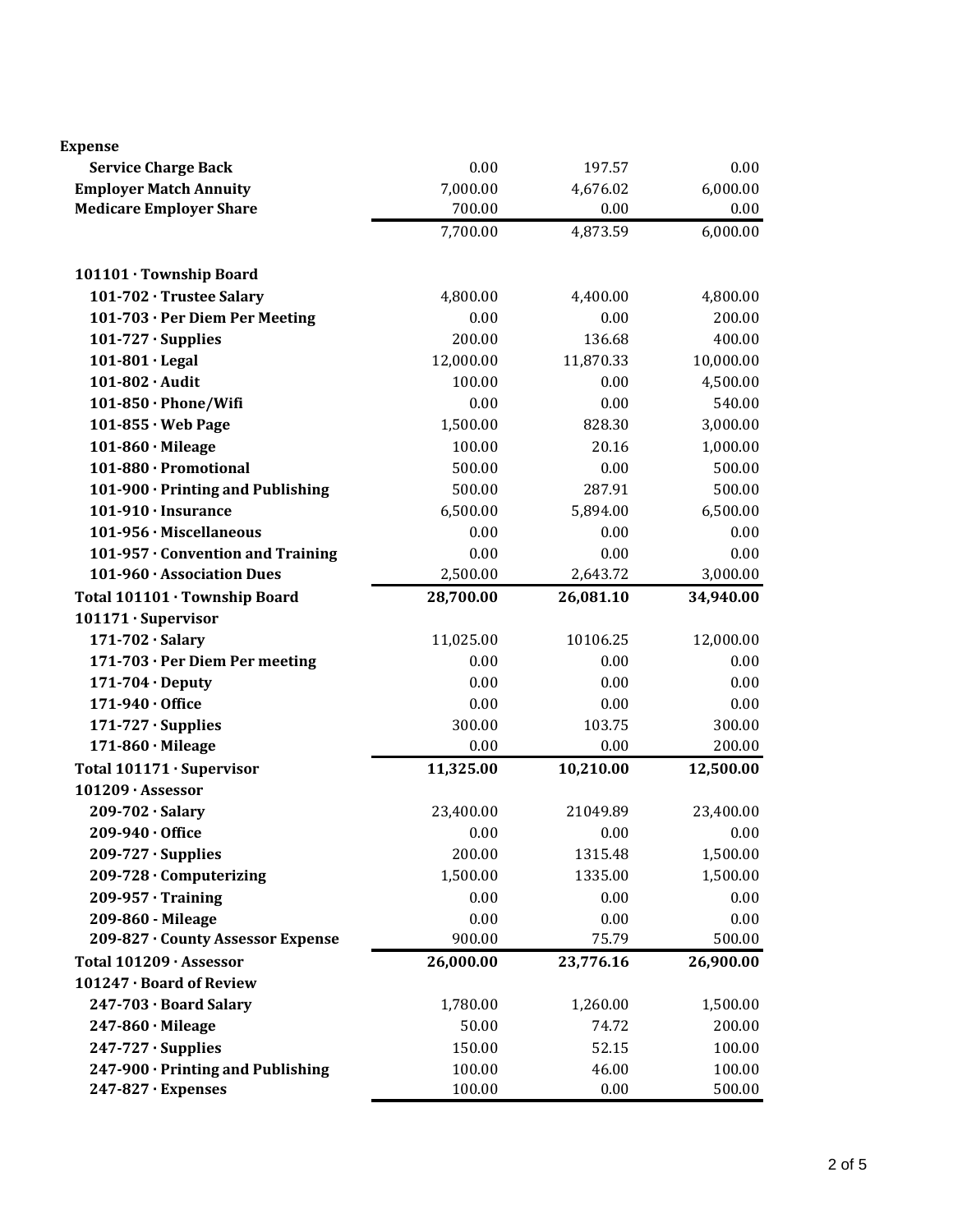| Expense | | | |
|---|---|---|---|
| **Service Charge Back** | 0.00 | 197.57 | 0.00 |
| **Employer Match Annuity** | 7,000.00 | 4,676.02 | 6,000.00 |
| **Medicare Employer Share** | 700.00 | 0.00 | 0.00 |
| | 7,700.00 | 4,873.59 | 6,000.00 |
| **101101 · Township Board** | | | |
| **101-702 · Trustee Salary** | 4,800.00 | 4,400.00 | 4,800.00 |
| **101-703 · Per Diem Per Meeting** | 0.00 | 0.00 | 200.00 |
| **101-727 · Supplies** | 200.00 | 136.68 | 400.00 |
| **101-801 · Legal** | 12,000.00 | 11,870.33 | 10,000.00 |
| **101-802 · Audit** | 100.00 | 0.00 | 4,500.00 |
| **101-850 · Phone/Wifi** | 0.00 | 0.00 | 540.00 |
| **101-855 · Web Page** | 1,500.00 | 828.30 | 3,000.00 |
| **101-860 · Mileage** | 100.00 | 20.16 | 1,000.00 |
| **101-880 · Promotional** | 500.00 | 0.00 | 500.00 |
| **101-900 · Printing and Publishing** | 500.00 | 287.91 | 500.00 |
| **101-910 · Insurance** | 6,500.00 | 5,894.00 | 6,500.00 |
| **101-956 · Miscellaneous** | 0.00 | 0.00 | 0.00 |
| **101-957 · Convention and Training** | 0.00 | 0.00 | 0.00 |
| **101-960 · Association Dues** | 2,500.00 | 2,643.72 | 3,000.00 |
| **Total 101101 · Township Board** | **28,700.00** | **26,081.10** | **34,940.00** |
| **101171 · Supervisor** | | | |
| **171-702 · Salary** | 11,025.00 | 10106.25 | 12,000.00 |
| **171-703 · Per Diem Per meeting** | 0.00 | 0.00 | 0.00 |
| **171-704 · Deputy** | 0.00 | 0.00 | 0.00 |
| **171-940 · Office** | 0.00 | 0.00 | 0.00 |
| **171-727 · Supplies** | 300.00 | 103.75 | 300.00 |
| **171-860 · Mileage** | 0.00 | 0.00 | 200.00 |
| **Total 101171 · Supervisor** | **11,325.00** | **10,210.00** | **12,500.00** |
| **101209 · Assessor** | | | |
| **209-702 · Salary** | 23,400.00 | 21049.89 | 23,400.00 |
| **209-940 · Office** | 0.00 | 0.00 | 0.00 |
| **209-727 · Supplies** | 200.00 | 1315.48 | 1,500.00 |
| **209-728 · Computerizing** | 1,500.00 | 1335.00 | 1,500.00 |
| **209-957 · Training** | 0.00 | 0.00 | 0.00 |
| **209-860 - Mileage** | 0.00 | 0.00 | 0.00 |
| **209-827 · County Assessor Expense** | 900.00 | 75.79 | 500.00 |
| **Total 101209 · Assessor** | **26,000.00** | **23,776.16** | **26,900.00** |
| **101247 · Board of Review** | | | |
| **247-703 · Board Salary** | 1,780.00 | 1,260.00 | 1,500.00 |
| **247-860 · Mileage** | 50.00 | 74.72 | 200.00 |
| **247-727 · Supplies** | 150.00 | 52.15 | 100.00 |
| **247-900 · Printing and Publishing** | 100.00 | 46.00 | 100.00 |
| **247-827 · Expenses** | 100.00 | 0.00 | 500.00 |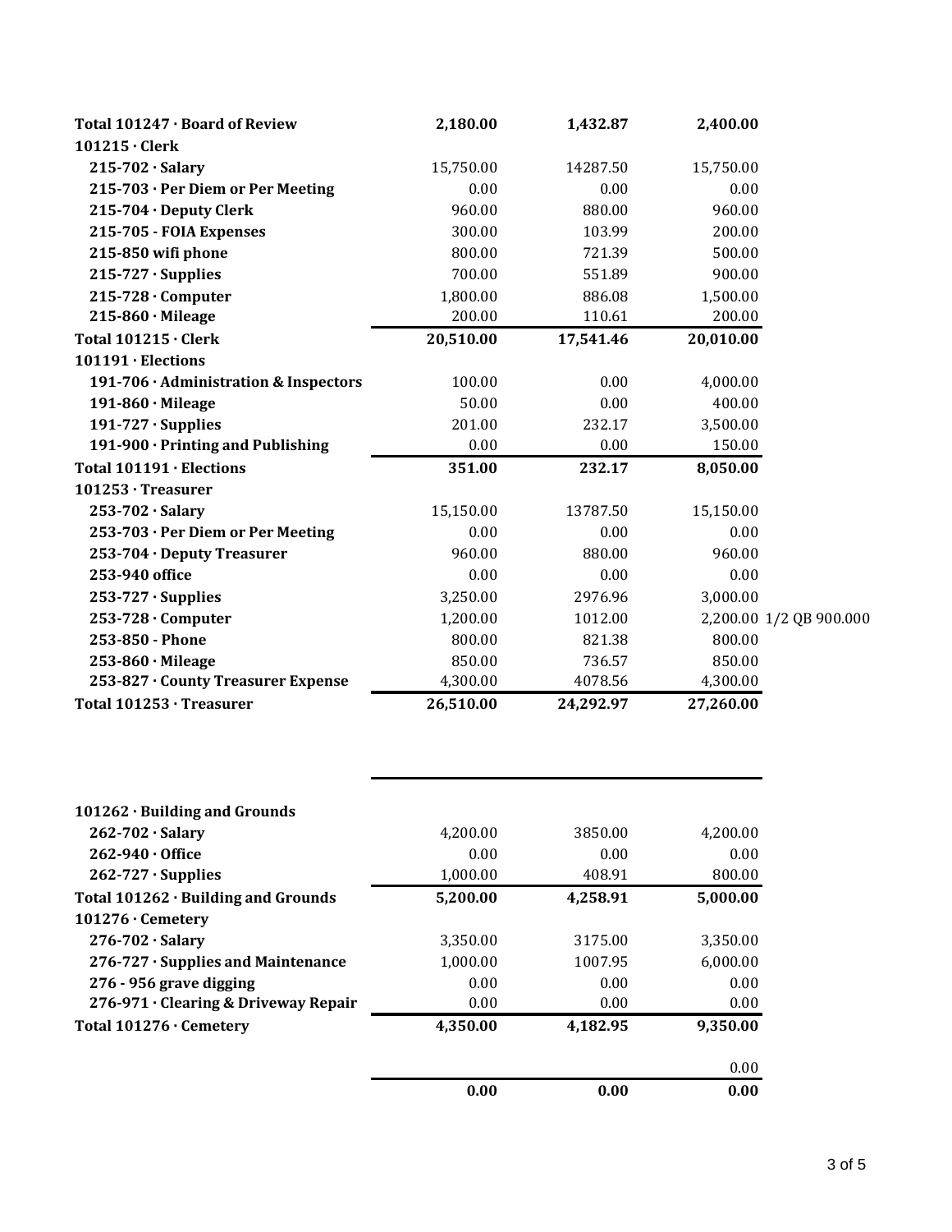| | | | | |
|---|---|---|---|---|
| **Total 101247 · Board of Review** | **2,180.00** | **1,432.87** | **2,400.00** | |
| **101215 · Clerk** | | | | |
| **215-702 · Salary** | 15,750.00 | 14287.50 | 15,750.00 | |
| **215-703 · Per Diem or Per Meeting** | 0.00 | 0.00 | 0.00 | |
| **215-704 · Deputy Clerk** | 960.00 | 880.00 | 960.00 | |
| **215-705 - FOIA Expenses** | 300.00 | 103.99 | 200.00 | |
| **215-850 wifi phone** | 800.00 | 721.39 | 500.00 | |
| **215-727 · Supplies** | 700.00 | 551.89 | 900.00 | |
| **215-728 · Computer** | 1,800.00 | 886.08 | 1,500.00 | |
| **215-860 · Mileage** | 200.00 | 110.61 | 200.00 | |
| **Total 101215 · Clerk** | **20,510.00** | **17,541.46** | **20,010.00** | |
| **101191 · Elections** | | | | |
| **191-706 · Administration & Inspectors** | 100.00 | 0.00 | 4,000.00 | |
| **191-860 · Mileage** | 50.00 | 0.00 | 400.00 | |
| **191-727 · Supplies** | 201.00 | 232.17 | 3,500.00 | |
| **191-900 · Printing and Publishing** | 0.00 | 0.00 | 150.00 | |
| **Total 101191 · Elections** | **351.00** | **232.17** | **8,050.00** | |
| **101253 · Treasurer** | | | | |
| **253-702 · Salary** | 15,150.00 | 13787.50 | 15,150.00 | |
| **253-703 · Per Diem or Per Meeting** | 0.00 | 0.00 | 0.00 | |
| **253-704 · Deputy Treasurer** | 960.00 | 880.00 | 960.00 | |
| **253-940 office** | 0.00 | 0.00 | 0.00 | |
| **253-727 · Supplies** | 3,250.00 | 2976.96 | 3,000.00 | |
| **253-728 · Computer** | 1,200.00 | 1012.00 | 2,200.00 | 1/2 QB 900.000 |
| **253-850 - Phone** | 800.00 | 821.38 | 800.00 | |
| **253-860 · Mileage** | 850.00 | 736.57 | 850.00 | |
| **253-827 · County Treasurer Expense** | 4,300.00 | 4078.56 | 4,300.00 | |
| **Total 101253 · Treasurer** | **26,510.00** | **24,292.97** | **27,260.00** | |
| **101262 · Building and Grounds** | | | | |
| **262-702 · Salary** | 4,200.00 | 3850.00 | 4,200.00 | |
| **262-940 · Office** | 0.00 | 0.00 | 0.00 | |
| **262-727 · Supplies** | 1,000.00 | 408.91 | 800.00 | |
| **Total 101262 · Building and Grounds** | **5,200.00** | **4,258.91** | **5,000.00** | |
| **101276 · Cemetery** | | | | |
| **276-702 · Salary** | 3,350.00 | 3175.00 | 3,350.00 | |
| **276-727 · Supplies and Maintenance** | 1,000.00 | 1007.95 | 6,000.00 | |
| **276 - 956 grave digging** | 0.00 | 0.00 | 0.00 | |
| **276-971 · Clearing & Driveway Repair** | 0.00 | 0.00 | 0.00 | |
| **Total 101276 · Cemetery** | **4,350.00** | **4,182.95** | **9,350.00** | |
| | | | 0.00 | |
| | **0.00** | **0.00** | **0.00** | |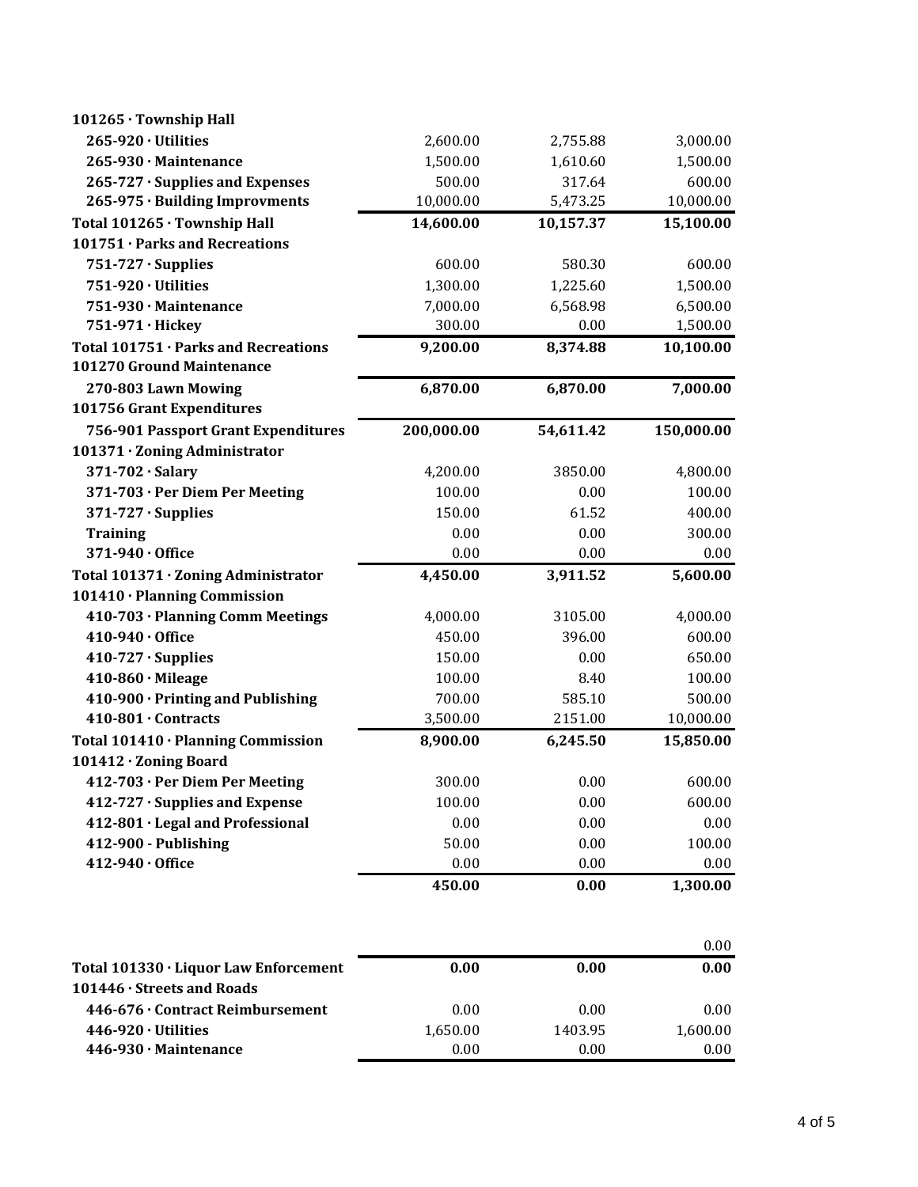| | | | |
|---|---|---|---|
| **101265 · Township Hall** | | | |
| **265-920 · Utilities** | 2,600.00 | 2,755.88 | 3,000.00 |
| **265-930 · Maintenance** | 1,500.00 | 1,610.60 | 1,500.00 |
| **265-727 · Supplies and Expenses** | 500.00 | 317.64 | 600.00 |
| **265-975 · Building Improvments** | 10,000.00 | 5,473.25 | 10,000.00 |
| **Total 101265 · Township Hall** | **14,600.00** | **10,157.37** | **15,100.00** |
| **101751 · Parks and Recreations** | | | |
| **751-727 · Supplies** | 600.00 | 580.30 | 600.00 |
| **751-920 · Utilities** | 1,300.00 | 1,225.60 | 1,500.00 |
| **751-930 · Maintenance** | 7,000.00 | 6,568.98 | 6,500.00 |
| **751-971 · Hickey** | 300.00 | 0.00 | 1,500.00 |
| **Total 101751 · Parks and Recreations** | **9,200.00** | **8,374.88** | **10,100.00** |
| **101270 Ground Maintenance** | | | |
| **270-803 Lawn Mowing** | **6,870.00** | **6,870.00** | **7,000.00** |
| **101756 Grant Expenditures** | | | |
| **756-901 Passport Grant Expenditures** | **200,000.00** | **54,611.42** | **150,000.00** |
| **101371 · Zoning Administrator** | | | |
| **371-702 · Salary** | 4,200.00 | 3850.00 | 4,800.00 |
| **371-703 · Per Diem Per Meeting** | 100.00 | 0.00 | 100.00 |
| **371-727 · Supplies** | 150.00 | 61.52 | 400.00 |
| **Training** | 0.00 | 0.00 | 300.00 |
| **371-940 · Office** | 0.00 | 0.00 | 0.00 |
| **Total 101371 · Zoning Administrator** | **4,450.00** | **3,911.52** | **5,600.00** |
| **101410 · Planning Commission** | | | |
| **410-703 · Planning Comm Meetings** | 4,000.00 | 3105.00 | 4,000.00 |
| **410-940 · Office** | 450.00 | 396.00 | 600.00 |
| **410-727 · Supplies** | 150.00 | 0.00 | 650.00 |
| **410-860 · Mileage** | 100.00 | 8.40 | 100.00 |
| **410-900 · Printing and Publishing** | 700.00 | 585.10 | 500.00 |
| **410-801 · Contracts** | 3,500.00 | 2151.00 | 10,000.00 |
| **Total 101410 · Planning Commission** | **8,900.00** | **6,245.50** | **15,850.00** |
| **101412 · Zoning Board** | | | |
| **412-703 · Per Diem Per Meeting** | 300.00 | 0.00 | 600.00 |
| **412-727 · Supplies and Expense** | 100.00 | 0.00 | 600.00 |
| **412-801 · Legal and Professional** | 0.00 | 0.00 | 0.00 |
| **412-900 - Publishing** | 50.00 | 0.00 | 100.00 |
| **412-940 · Office** | 0.00 | 0.00 | 0.00 |
| | **450.00** | **0.00** | **1,300.00** |
| | | | |
| | | | 0.00 |
| **Total 101330 · Liquor Law Enforcement** | **0.00** | **0.00** | **0.00** |
| **101446 · Streets and Roads** | | | |
| **446-676 · Contract Reimbursement** | 0.00 | 0.00 | 0.00 |
| **446-920 · Utilities** | 1,650.00 | 1403.95 | 1,600.00 |
| **446-930 · Maintenance** | 0.00 | 0.00 | 0.00 |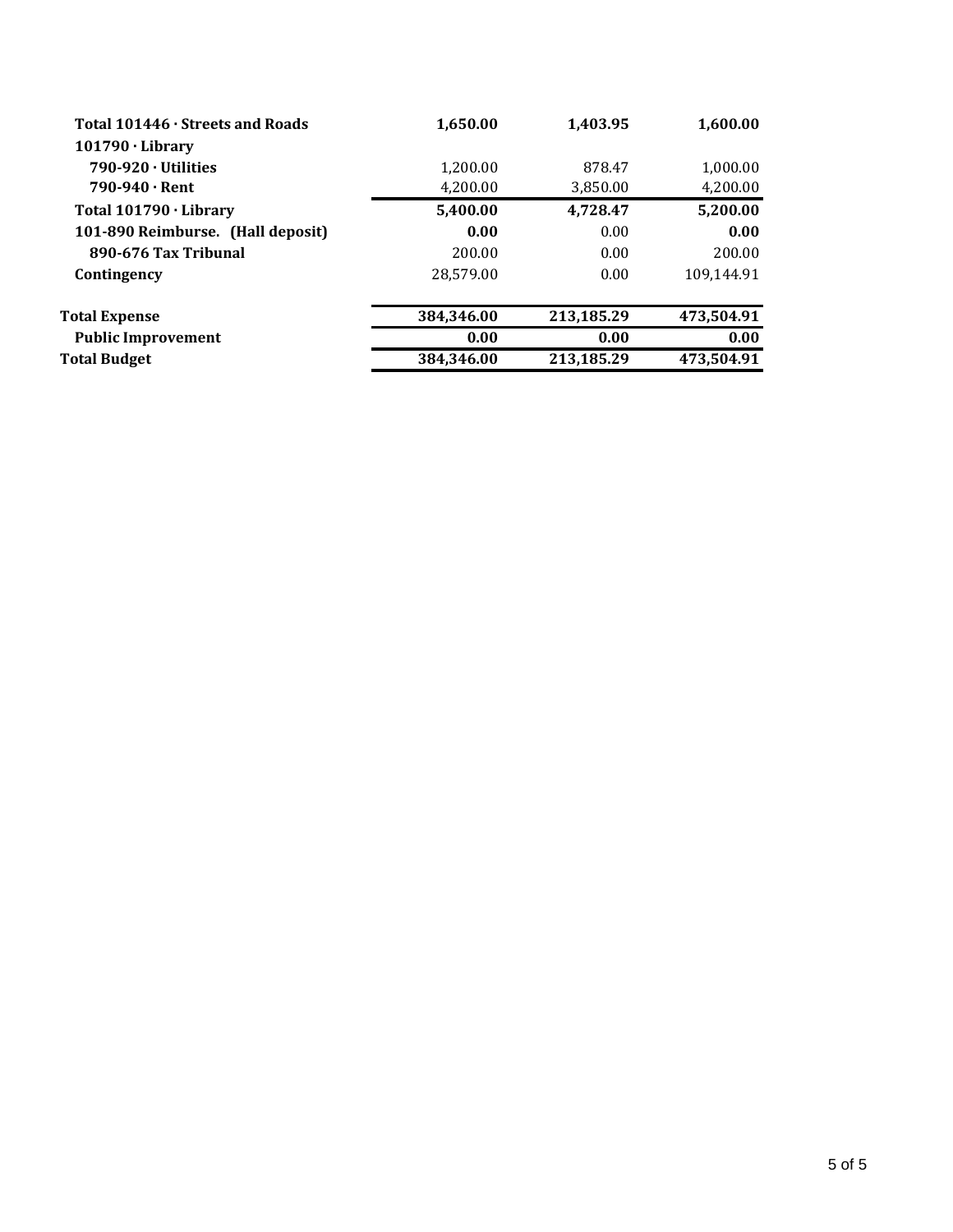| | | | |
|---|---|---|---|
| **Total 101446 · Streets and Roads** | **1,650.00** | **1,403.95** | **1,600.00** |
| **101790 · Library** | | | |
| **790-920 · Utilities** | 1,200.00 | 878.47 | 1,000.00 |
| **790-940 · Rent** | 4,200.00 | 3,850.00 | 4,200.00 |
| **Total 101790 · Library** | **5,400.00** | **4,728.47** | **5,200.00** |
| **101-890 Reimburse. (Hall deposit)** | **0.00** | 0.00 | **0.00** |
| **890-676 Tax Tribunal** | 200.00 | 0.00 | 200.00 |
| **Contingency** | 28,579.00 | 0.00 | 109,144.91 |
| **Total Expense** | **384,346.00** | **213,185.29** | **473,504.91** |
| **Public Improvement** | **0.00** | **0.00** | **0.00** |
| **Total Budget** | **384,346.00** | **213,185.29** | **473,504.91** |